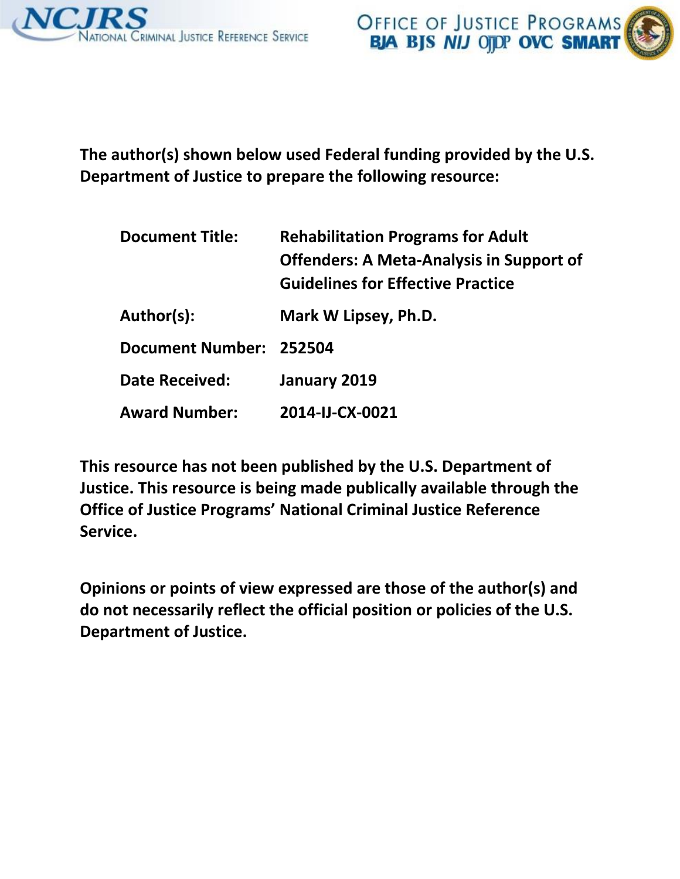The author(s) shown below used Federal funding provided by the U.S. Department of Justice to prepare the following resource:

| | |
|---|---|
| **Document Title:** | **Rehabilitation Programs for Adult Offenders: A Meta-Analysis in Support of Guidelines for Effective Practice** |
| **Author(s):** | **Mark W Lipsey, Ph.D.** |
| **Document Number:** | **252504** |
| **Date Received:** | **January 2019** |
| **Award Number:** | **2014-IJ-CX-0021** |

**This resource has not been published by the U.S. Department of Justice. This resource is being made publically available through the Office of Justice Programs' National Criminal Justice Reference Service.**

**Opinions or points of view expressed are those of the author(s) and do not necessarily reflect the official position or policies of the U.S. Department of Justice.**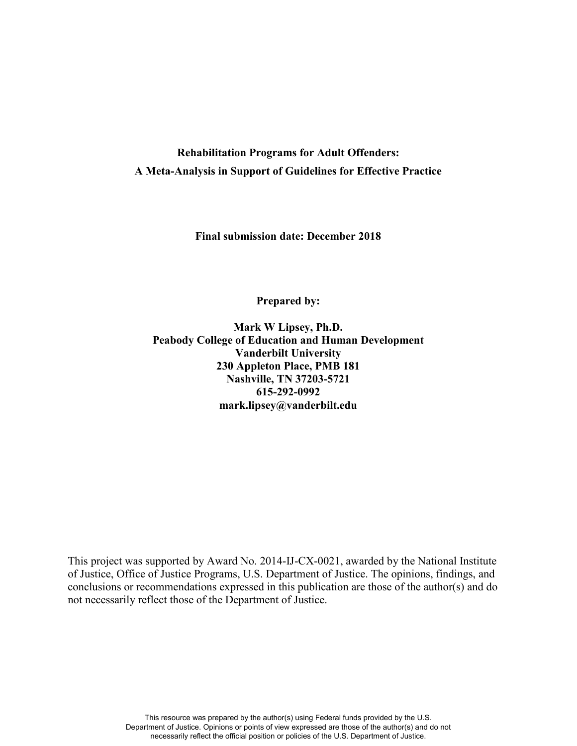**Rehabilitation Programs for Adult Offenders:**
**A Meta-Analysis in Support of Guidelines for Effective Practice**

**Final submission date: December 2018**

**Prepared by:**

**Mark W Lipsey, Ph.D.**
**Peabody College of Education and Human Development**
**Vanderbilt University**
**230 Appleton Place, PMB 181**
**Nashville, TN 37203-5721**
**615-292-0992**
**mark.lipsey@vanderbilt.edu**

This project was supported by Award No. 2014-IJ-CX-0021, awarded by the National Institute of Justice, Office of Justice Programs, U.S. Department of Justice. The opinions, findings, and conclusions or recommendations expressed in this publication are those of the author(s) and do not necessarily reflect those of the Department of Justice.

This resource was prepared by the author(s) using Federal funds provided by the U.S. Department of Justice. Opinions or points of view expressed are those of the author(s) and do not necessarily reflect the official position or policies of the U.S. Department of Justice.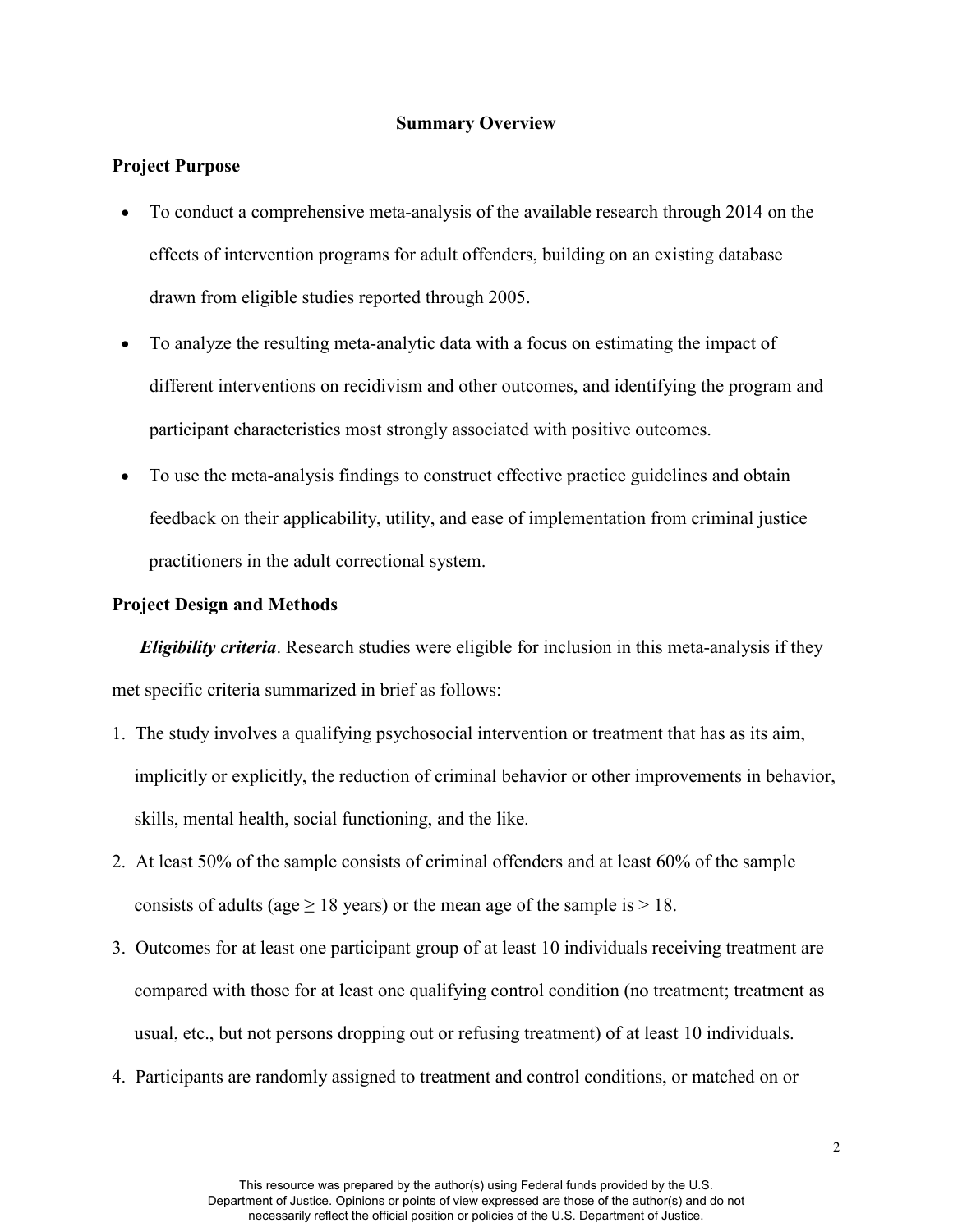## Summary Overview

### Project Purpose

- To conduct a comprehensive meta-analysis of the available research through 2014 on the effects of intervention programs for adult offenders, building on an existing database drawn from eligible studies reported through 2005.
- To analyze the resulting meta-analytic data with a focus on estimating the impact of different interventions on recidivism and other outcomes, and identifying the program and participant characteristics most strongly associated with positive outcomes.
- To use the meta-analysis findings to construct effective practice guidelines and obtain feedback on their applicability, utility, and ease of implementation from criminal justice practitioners in the adult correctional system.

### Project Design and Methods

***Eligibility criteria***. Research studies were eligible for inclusion in this meta-analysis if they met specific criteria summarized in brief as follows:

1. The study involves a qualifying psychosocial intervention or treatment that has as its aim, implicitly or explicitly, the reduction of criminal behavior or other improvements in behavior, skills, mental health, social functioning, and the like.
2. At least 50% of the sample consists of criminal offenders and at least 60% of the sample consists of adults (age ≥ 18 years) or the mean age of the sample is > 18.
3. Outcomes for at least one participant group of at least 10 individuals receiving treatment are compared with those for at least one qualifying control condition (no treatment; treatment as usual, etc., but not persons dropping out or refusing treatment) of at least 10 individuals.
4. Participants are randomly assigned to treatment and control conditions, or matched on or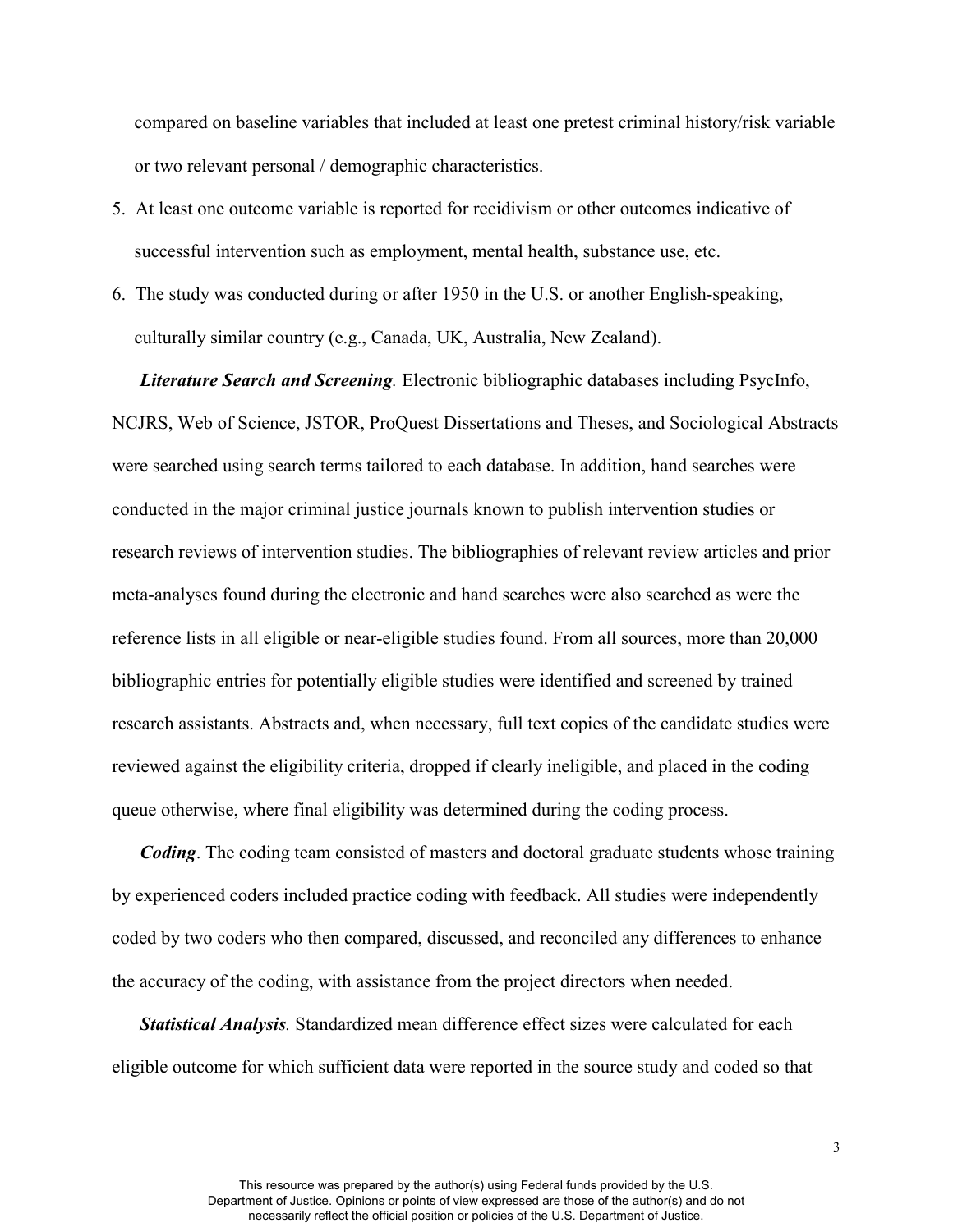compared on baseline variables that included at least one pretest criminal history/risk variable or two relevant personal / demographic characteristics.

5. At least one outcome variable is reported for recidivism or other outcomes indicative of successful intervention such as employment, mental health, substance use, etc.
6. The study was conducted during or after 1950 in the U.S. or another English-speaking, culturally similar country (e.g., Canada, UK, Australia, New Zealand).

***Literature Search and Screening.*** Electronic bibliographic databases including PsycInfo, NCJRS, Web of Science, JSTOR, ProQuest Dissertations and Theses, and Sociological Abstracts were searched using search terms tailored to each database. In addition, hand searches were conducted in the major criminal justice journals known to publish intervention studies or research reviews of intervention studies. The bibliographies of relevant review articles and prior meta-analyses found during the electronic and hand searches were also searched as were the reference lists in all eligible or near-eligible studies found. From all sources, more than 20,000 bibliographic entries for potentially eligible studies were identified and screened by trained research assistants. Abstracts and, when necessary, full text copies of the candidate studies were reviewed against the eligibility criteria, dropped if clearly ineligible, and placed in the coding queue otherwise, where final eligibility was determined during the coding process.

***Coding***. The coding team consisted of masters and doctoral graduate students whose training by experienced coders included practice coding with feedback. All studies were independently coded by two coders who then compared, discussed, and reconciled any differences to enhance the accuracy of the coding, with assistance from the project directors when needed.

***Statistical Analysis.*** Standardized mean difference effect sizes were calculated for each eligible outcome for which sufficient data were reported in the source study and coded so that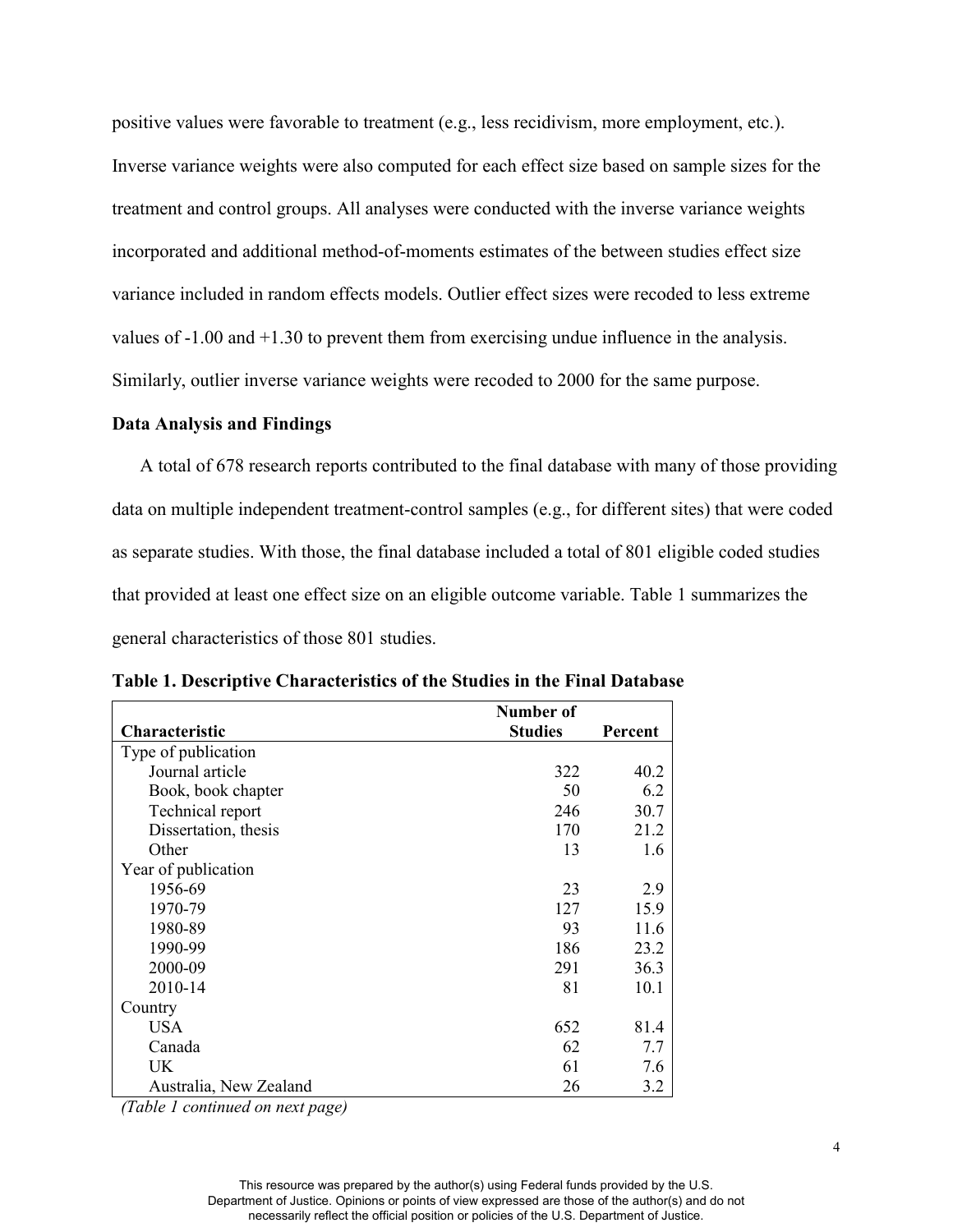positive values were favorable to treatment (e.g., less recidivism, more employment, etc.). Inverse variance weights were also computed for each effect size based on sample sizes for the treatment and control groups. All analyses were conducted with the inverse variance weights incorporated and additional method-of-moments estimates of the between studies effect size variance included in random effects models. Outlier effect sizes were recoded to less extreme values of -1.00 and +1.30 to prevent them from exercising undue influence in the analysis. Similarly, outlier inverse variance weights were recoded to 2000 for the same purpose.

**Data Analysis and Findings**

A total of 678 research reports contributed to the final database with many of those providing data on multiple independent treatment-control samples (e.g., for different sites) that were coded as separate studies. With those, the final database included a total of 801 eligible coded studies that provided at least one effect size on an eligible outcome variable. Table 1 summarizes the general characteristics of those 801 studies.

**Table 1. Descriptive Characteristics of the Studies in the Final Database**

| Characteristic | Number of Studies | Percent |
|---|---|---|
| Type of publication | | |
| Journal article | 322 | 40.2 |
| Book, book chapter | 50 | 6.2 |
| Technical report | 246 | 30.7 |
| Dissertation, thesis | 170 | 21.2 |
| Other | 13 | 1.6 |
| Year of publication | | |
| 1956-69 | 23 | 2.9 |
| 1970-79 | 127 | 15.9 |
| 1980-89 | 93 | 11.6 |
| 1990-99 | 186 | 23.2 |
| 2000-09 | 291 | 36.3 |
| 2010-14 | 81 | 10.1 |
| Country | | |
| USA | 652 | 81.4 |
| Canada | 62 | 7.7 |
| UK | 61 | 7.6 |
| Australia, New Zealand | 26 | 3.2 |

*(Table 1 continued on next page)*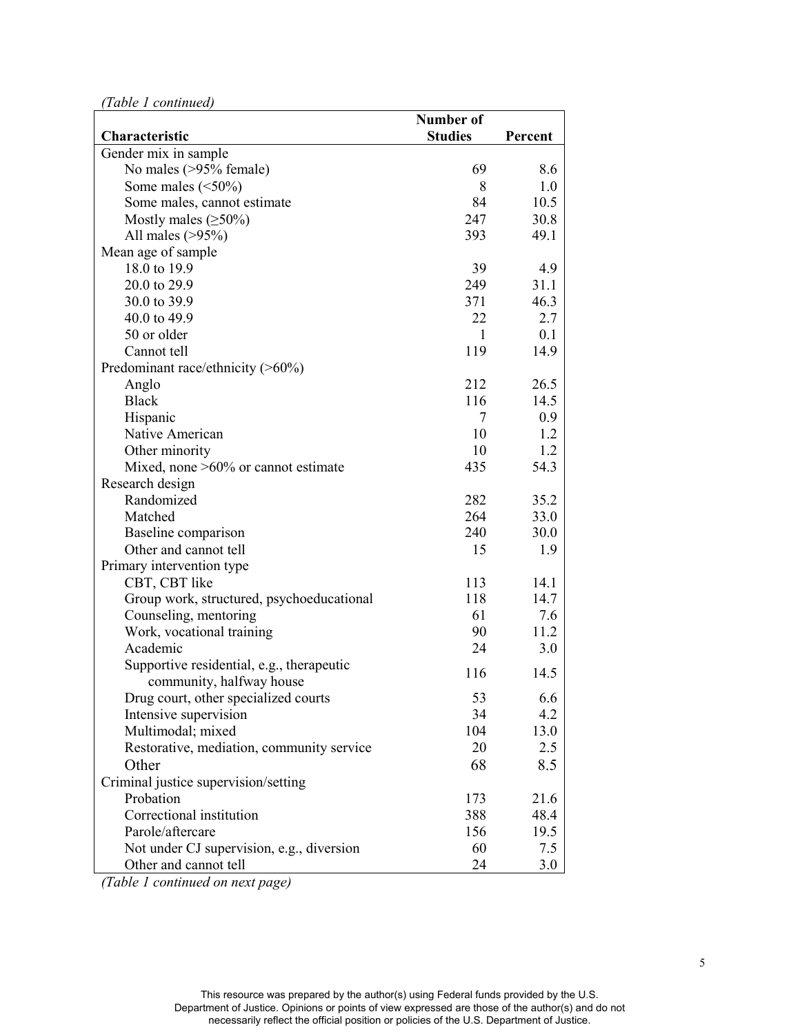*(Table 1 continued)*

| Characteristic | Number of Studies | Percent |
|---|---|---|
| Gender mix in sample | | |
| No males (>95% female) | 69 | 8.6 |
| Some males (<50%) | 8 | 1.0 |
| Some males, cannot estimate | 84 | 10.5 |
| Mostly males (≥50%) | 247 | 30.8 |
| All males (>95%) | 393 | 49.1 |
| Mean age of sample | | |
| 18.0 to 19.9 | 39 | 4.9 |
| 20.0 to 29.9 | 249 | 31.1 |
| 30.0 to 39.9 | 371 | 46.3 |
| 40.0 to 49.9 | 22 | 2.7 |
| 50 or older | 1 | 0.1 |
| Cannot tell | 119 | 14.9 |
| Predominant race/ethnicity (>60%) | | |
| Anglo | 212 | 26.5 |
| Black | 116 | 14.5 |
| Hispanic | 7 | 0.9 |
| Native American | 10 | 1.2 |
| Other minority | 10 | 1.2 |
| Mixed, none >60% or cannot estimate | 435 | 54.3 |
| Research design | | |
| Randomized | 282 | 35.2 |
| Matched | 264 | 33.0 |
| Baseline comparison | 240 | 30.0 |
| Other and cannot tell | 15 | 1.9 |
| Primary intervention type | | |
| CBT, CBT like | 113 | 14.1 |
| Group work, structured, psychoeducational | 118 | 14.7 |
| Counseling, mentoring | 61 | 7.6 |
| Work, vocational training | 90 | 11.2 |
| Academic | 24 | 3.0 |
| Supportive residential, e.g., therapeutic community, halfway house | 116 | 14.5 |
| Drug court, other specialized courts | 53 | 6.6 |
| Intensive supervision | 34 | 4.2 |
| Multimodal; mixed | 104 | 13.0 |
| Restorative, mediation, community service | 20 | 2.5 |
| Other | 68 | 8.5 |
| Criminal justice supervision/setting | | |
| Probation | 173 | 21.6 |
| Correctional institution | 388 | 48.4 |
| Parole/aftercare | 156 | 19.5 |
| Not under CJ supervision, e.g., diversion | 60 | 7.5 |
| Other and cannot tell | 24 | 3.0 |

*(Table 1 continued on next page)*

This resource was prepared by the author(s) using Federal funds provided by the U.S. Department of Justice. Opinions or points of view expressed are those of the author(s) and do not necessarily reflect the official position or policies of the U.S. Department of Justice.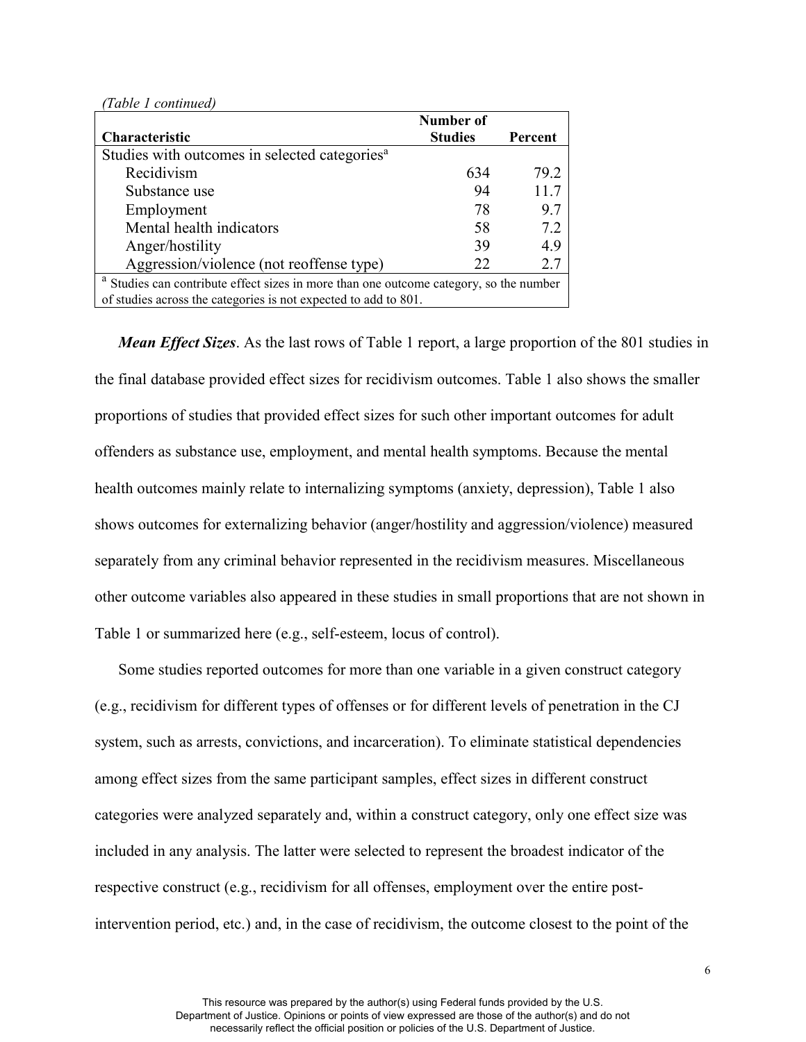*(Table 1 continued)*

| Characteristic | Number of Studies | Percent |
|---|---|---|
| Studies with outcomes in selected categories[a] | | |
| Recidivism | 634 | 79.2 |
| Substance use | 94 | 11.7 |
| Employment | 78 | 9.7 |
| Mental health indicators | 58 | 7.2 |
| Anger/hostility | 39 | 4.9 |
| Aggression/violence (not reoffense type) | 22 | 2.7 |

[a] Studies can contribute effect sizes in more than one outcome category, so the number of studies across the categories is not expected to add to 801.

***Mean Effect Sizes***. As the last rows of Table 1 report, a large proportion of the 801 studies in the final database provided effect sizes for recidivism outcomes. Table 1 also shows the smaller proportions of studies that provided effect sizes for such other important outcomes for adult offenders as substance use, employment, and mental health symptoms. Because the mental health outcomes mainly relate to internalizing symptoms (anxiety, depression), Table 1 also shows outcomes for externalizing behavior (anger/hostility and aggression/violence) measured separately from any criminal behavior represented in the recidivism measures. Miscellaneous other outcome variables also appeared in these studies in small proportions that are not shown in Table 1 or summarized here (e.g., self-esteem, locus of control).

Some studies reported outcomes for more than one variable in a given construct category (e.g., recidivism for different types of offenses or for different levels of penetration in the CJ system, such as arrests, convictions, and incarceration). To eliminate statistical dependencies among effect sizes from the same participant samples, effect sizes in different construct categories were analyzed separately and, within a construct category, only one effect size was included in any analysis. The latter were selected to represent the broadest indicator of the respective construct (e.g., recidivism for all offenses, employment over the entire post-intervention period, etc.) and, in the case of recidivism, the outcome closest to the point of the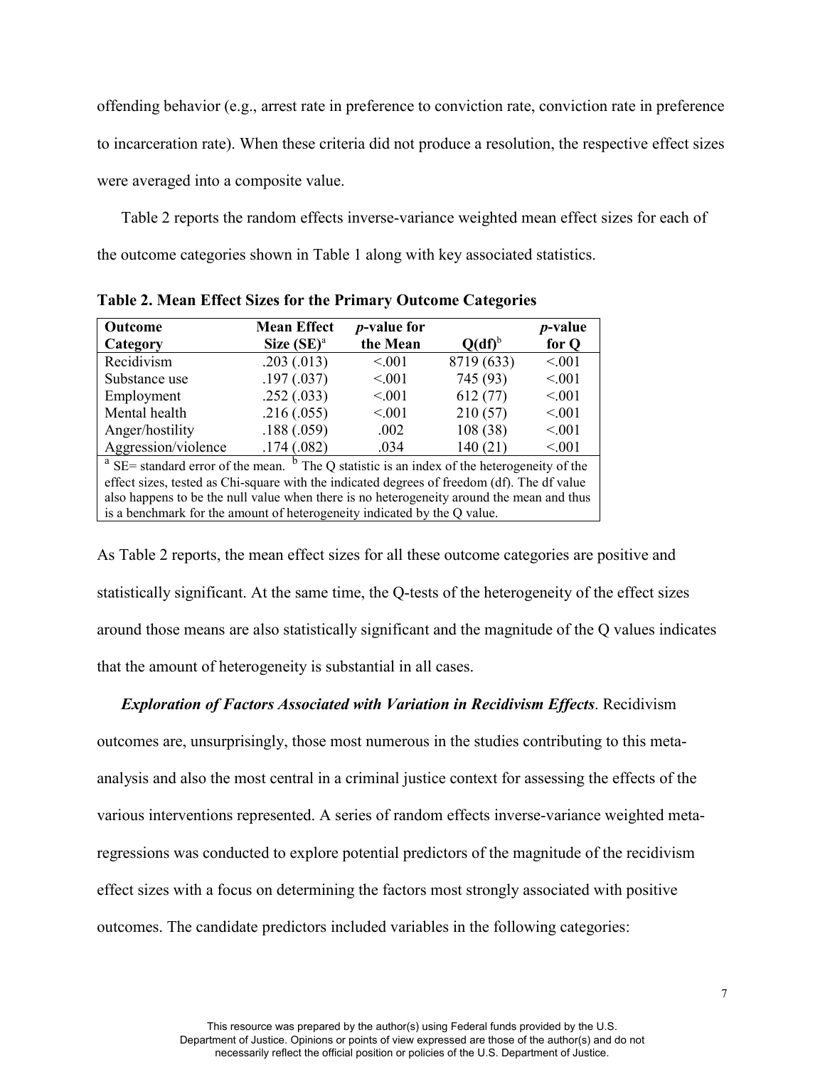offending behavior (e.g., arrest rate in preference to conviction rate, conviction rate in preference to incarceration rate). When these criteria did not produce a resolution, the respective effect sizes were averaged into a composite value.

Table 2 reports the random effects inverse-variance weighted mean effect sizes for each of the outcome categories shown in Table 1 along with key associated statistics.

**Table 2. Mean Effect Sizes for the Primary Outcome Categories**

| Outcome Category | Mean Effect Size (SE)[a] | *p*-value for the Mean | Q(df)[b] | *p*-value for Q |
|---|---|---|---|---|
| Recidivism | .203 (.013) | <.001 | 8719 (633) | <.001 |
| Substance use | .197 (.037) | <.001 | 745 (93) | <.001 |
| Employment | .252 (.033) | <.001 | 612 (77) | <.001 |
| Mental health | .216 (.055) | <.001 | 210 (57) | <.001 |
| Anger/hostility | .188 (.059) | .002 | 108 (38) | <.001 |
| Aggression/violence | .174 (.082) | .034 | 140 (21) | <.001 |

[a] SE= standard error of the mean. [b] The Q statistic is an index of the heterogeneity of the effect sizes, tested as Chi-square with the indicated degrees of freedom (df). The df value also happens to be the null value when there is no heterogeneity around the mean and thus is a benchmark for the amount of heterogeneity indicated by the Q value.

As Table 2 reports, the mean effect sizes for all these outcome categories are positive and statistically significant. At the same time, the Q-tests of the heterogeneity of the effect sizes around those means are also statistically significant and the magnitude of the Q values indicates that the amount of heterogeneity is substantial in all cases.

***Exploration of Factors Associated with Variation in Recidivism Effects***. Recidivism outcomes are, unsurprisingly, those most numerous in the studies contributing to this meta-analysis and also the most central in a criminal justice context for assessing the effects of the various interventions represented. A series of random effects inverse-variance weighted meta-regressions was conducted to explore potential predictors of the magnitude of the recidivism effect sizes with a focus on determining the factors most strongly associated with positive outcomes. The candidate predictors included variables in the following categories: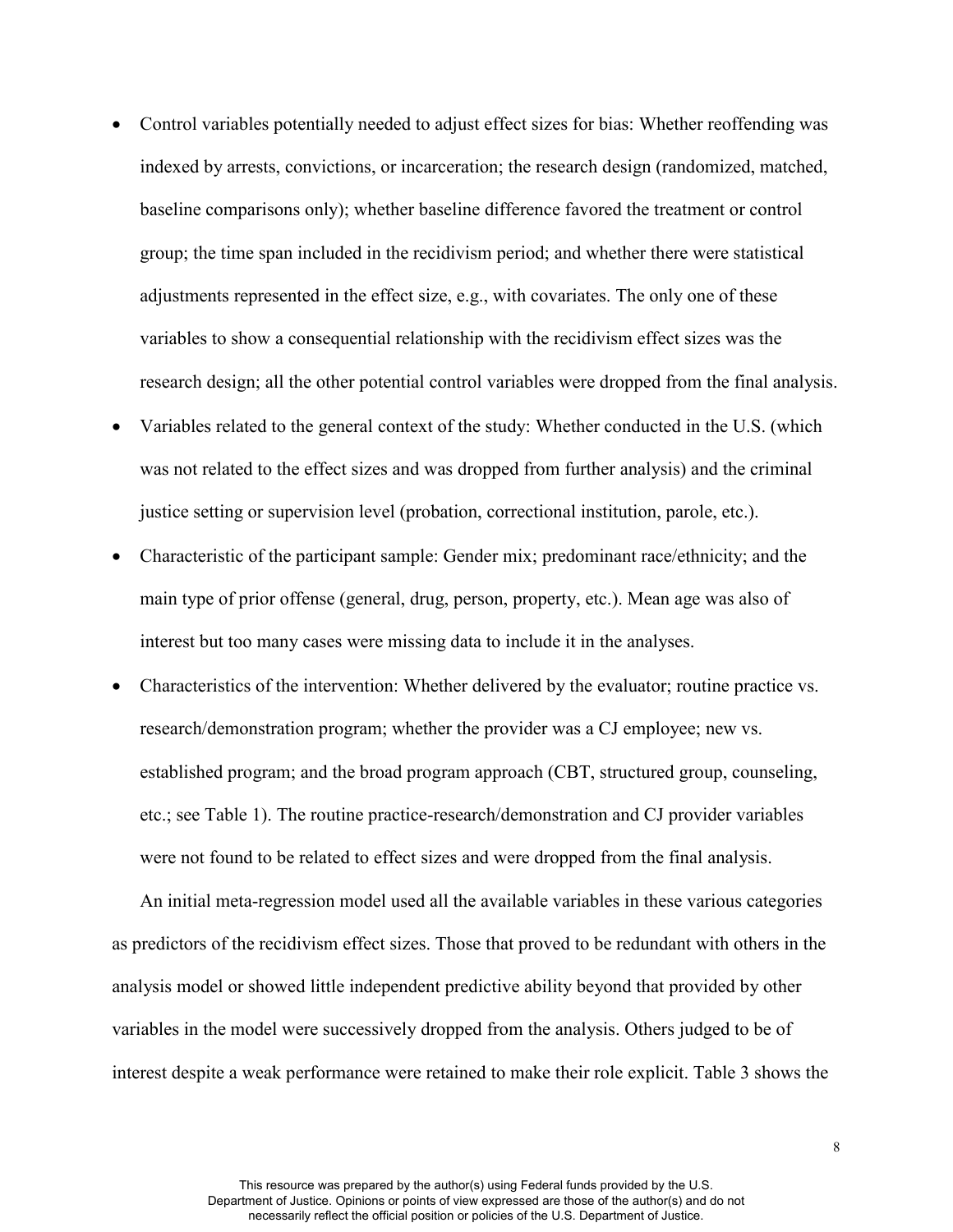- Control variables potentially needed to adjust effect sizes for bias: Whether reoffending was indexed by arrests, convictions, or incarceration; the research design (randomized, matched, baseline comparisons only); whether baseline difference favored the treatment or control group; the time span included in the recidivism period; and whether there were statistical adjustments represented in the effect size, e.g., with covariates. The only one of these variables to show a consequential relationship with the recidivism effect sizes was the research design; all the other potential control variables were dropped from the final analysis.
- Variables related to the general context of the study: Whether conducted in the U.S. (which was not related to the effect sizes and was dropped from further analysis) and the criminal justice setting or supervision level (probation, correctional institution, parole, etc.).
- Characteristic of the participant sample: Gender mix; predominant race/ethnicity; and the main type of prior offense (general, drug, person, property, etc.). Mean age was also of interest but too many cases were missing data to include it in the analyses.
- Characteristics of the intervention: Whether delivered by the evaluator; routine practice vs. research/demonstration program; whether the provider was a CJ employee; new vs. established program; and the broad program approach (CBT, structured group, counseling, etc.; see Table 1). The routine practice-research/demonstration and CJ provider variables were not found to be related to effect sizes and were dropped from the final analysis.

An initial meta-regression model used all the available variables in these various categories as predictors of the recidivism effect sizes. Those that proved to be redundant with others in the analysis model or showed little independent predictive ability beyond that provided by other variables in the model were successively dropped from the analysis. Others judged to be of interest despite a weak performance were retained to make their role explicit. Table 3 shows the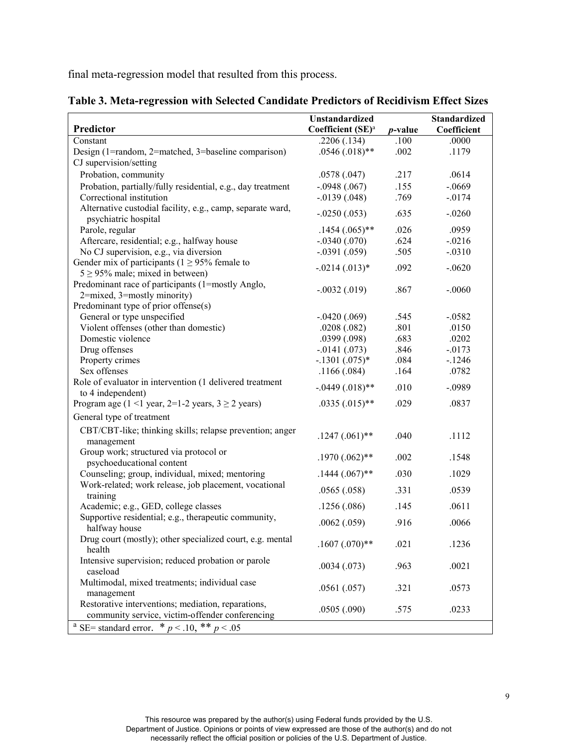final meta-regression model that resulted from this process.

**Table 3. Meta-regression with Selected Candidate Predictors of Recidivism Effect Sizes**

| Predictor | Unstandardized Coefficient (SE)[a] | *p*-value | Standardized Coefficient |
|---|---|---|---|
| Constant | .2206 (.134) | .100 | .0000 |
| Design (1=random, 2=matched, 3=baseline comparison) | .0546 (.018)** | .002 | .1179 |
| CJ supervision/setting | | | |
| Probation, community | .0578 (.047) | .217 | .0614 |
| Probation, partially/fully residential, e.g., day treatment | -.0948 (.067) | .155 | -.0669 |
| Correctional institution | -.0139 (.048) | .769 | -.0174 |
| Alternative custodial facility, e.g., camp, separate ward, psychiatric hospital | -.0250 (.053) | .635 | -.0260 |
| Parole, regular | .1454 (.065)** | .026 | .0959 |
| Aftercare, residential; e.g., halfway house | -.0340 (.070) | .624 | -.0216 |
| No CJ supervision, e.g., via diversion | -.0391 (.059) | .505 | -.0310 |
| Gender mix of participants (1 ≥ 95% female to 5 ≥ 95% male; mixed in between) | -.0214 (.013)* | .092 | -.0620 |
| Predominant race of participants (1=mostly Anglo, 2=mixed, 3=mostly minority) | -.0032 (.019) | .867 | -.0060 |
| Predominant type of prior offense(s) | | | |
| General or type unspecified | -.0420 (.069) | .545 | -.0582 |
| Violent offenses (other than domestic) | .0208 (.082) | .801 | .0150 |
| Domestic violence | .0399 (.098) | .683 | .0202 |
| Drug offenses | -.0141 (.073) | .846 | -.0173 |
| Property crimes | -.1301 (.075)* | .084 | -.1246 |
| Sex offenses | .1166 (.084) | .164 | .0782 |
| Role of evaluator in intervention (1 delivered treatment to 4 independent) | -.0449 (.018)** | .010 | -.0989 |
| Program age (1 <1 year, 2=1-2 years, 3 ≥ 2 years) | .0335 (.015)** | .029 | .0837 |
| General type of treatment | | | |
| CBT/CBT-like; thinking skills; relapse prevention; anger management | .1247 (.061)** | .040 | .1112 |
| Group work; structured via protocol or psychoeducational content | .1970 (.062)** | .002 | .1548 |
| Counseling; group, individual, mixed; mentoring | .1444 (.067)** | .030 | .1029 |
| Work-related; work release, job placement, vocational training | .0565 (.058) | .331 | .0539 |
| Academic; e.g., GED, college classes | .1256 (.086) | .145 | .0611 |
| Supportive residential; e.g., therapeutic community, halfway house | .0062 (.059) | .916 | .0066 |
| Drug court (mostly); other specialized court, e.g. mental health | .1607 (.070)** | .021 | .1236 |
| Intensive supervision; reduced probation or parole caseload | .0034 (.073) | .963 | .0021 |
| Multimodal, mixed treatments; individual case management | .0561 (.057) | .321 | .0573 |
| Restorative interventions; mediation, reparations, community service, victim-offender conferencing | .0505 (.090) | .575 | .0233 |

[a] SE= standard error. * $p < .10$, ** $p < .05$

This resource was prepared by the author(s) using Federal funds provided by the U.S. Department of Justice. Opinions or points of view expressed are those of the author(s) and do not necessarily reflect the official position or policies of the U.S. Department of Justice.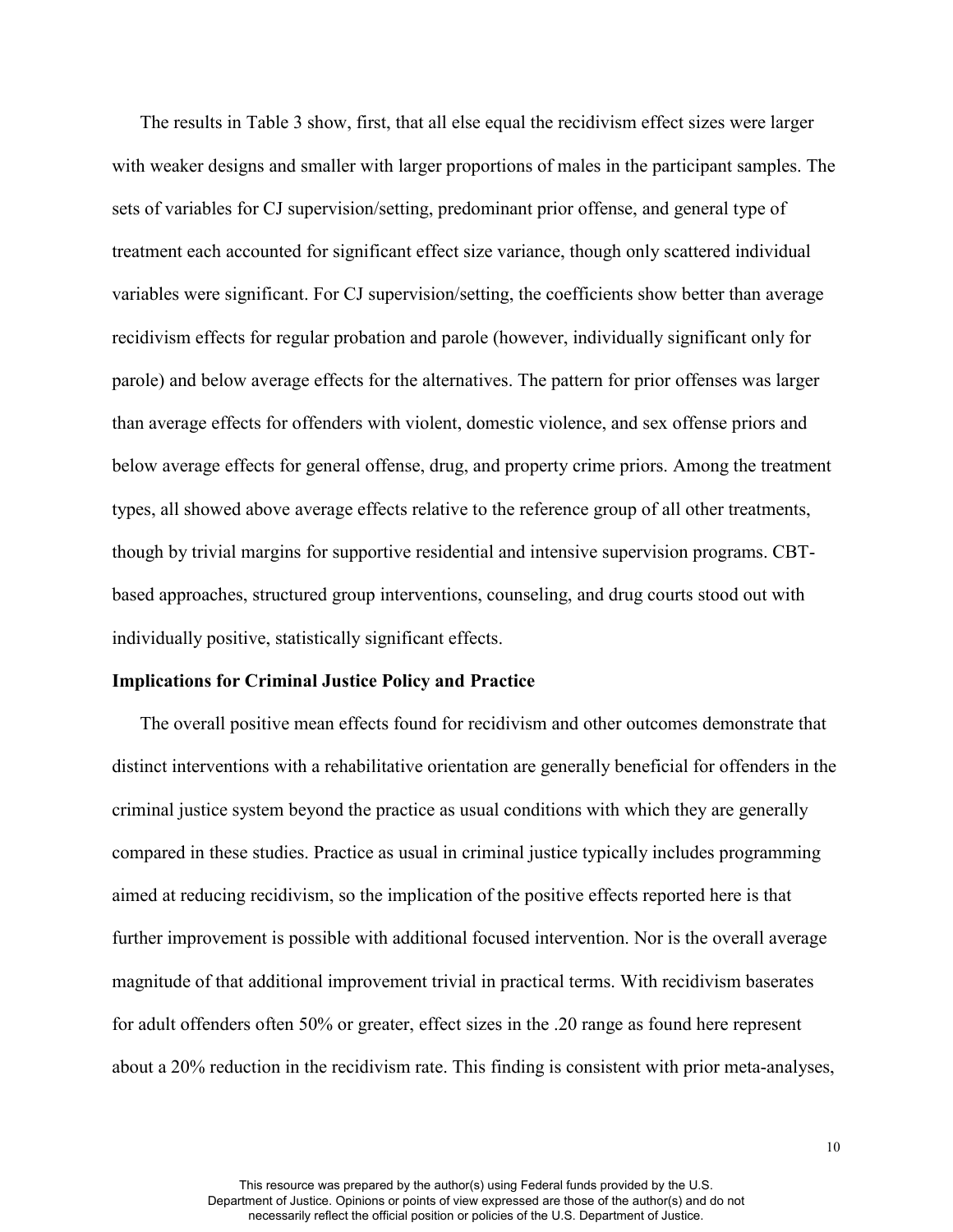The results in Table 3 show, first, that all else equal the recidivism effect sizes were larger with weaker designs and smaller with larger proportions of males in the participant samples. The sets of variables for CJ supervision/setting, predominant prior offense, and general type of treatment each accounted for significant effect size variance, though only scattered individual variables were significant. For CJ supervision/setting, the coefficients show better than average recidivism effects for regular probation and parole (however, individually significant only for parole) and below average effects for the alternatives. The pattern for prior offenses was larger than average effects for offenders with violent, domestic violence, and sex offense priors and below average effects for general offense, drug, and property crime priors. Among the treatment types, all showed above average effects relative to the reference group of all other treatments, though by trivial margins for supportive residential and intensive supervision programs. CBT-based approaches, structured group interventions, counseling, and drug courts stood out with individually positive, statistically significant effects.

**Implications for Criminal Justice Policy and Practice**

The overall positive mean effects found for recidivism and other outcomes demonstrate that distinct interventions with a rehabilitative orientation are generally beneficial for offenders in the criminal justice system beyond the practice as usual conditions with which they are generally compared in these studies. Practice as usual in criminal justice typically includes programming aimed at reducing recidivism, so the implication of the positive effects reported here is that further improvement is possible with additional focused intervention. Nor is the overall average magnitude of that additional improvement trivial in practical terms. With recidivism baserates for adult offenders often 50% or greater, effect sizes in the .20 range as found here represent about a 20% reduction in the recidivism rate. This finding is consistent with prior meta-analyses,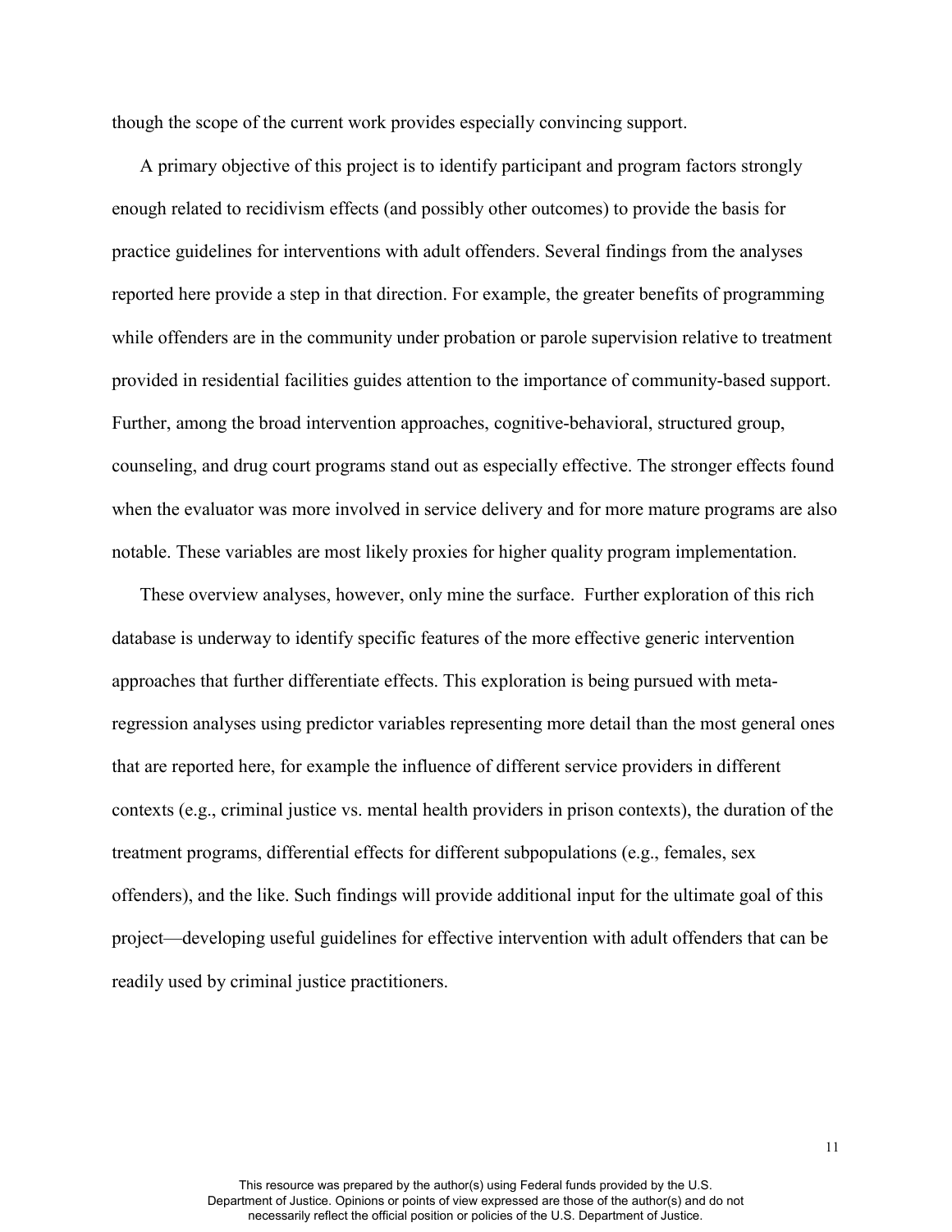though the scope of the current work provides especially convincing support.

A primary objective of this project is to identify participant and program factors strongly enough related to recidivism effects (and possibly other outcomes) to provide the basis for practice guidelines for interventions with adult offenders. Several findings from the analyses reported here provide a step in that direction. For example, the greater benefits of programming while offenders are in the community under probation or parole supervision relative to treatment provided in residential facilities guides attention to the importance of community-based support. Further, among the broad intervention approaches, cognitive-behavioral, structured group, counseling, and drug court programs stand out as especially effective. The stronger effects found when the evaluator was more involved in service delivery and for more mature programs are also notable. These variables are most likely proxies for higher quality program implementation.

These overview analyses, however, only mine the surface. Further exploration of this rich database is underway to identify specific features of the more effective generic intervention approaches that further differentiate effects. This exploration is being pursued with meta-regression analyses using predictor variables representing more detail than the most general ones that are reported here, for example the influence of different service providers in different contexts (e.g., criminal justice vs. mental health providers in prison contexts), the duration of the treatment programs, differential effects for different subpopulations (e.g., females, sex offenders), and the like. Such findings will provide additional input for the ultimate goal of this project—developing useful guidelines for effective intervention with adult offenders that can be readily used by criminal justice practitioners.